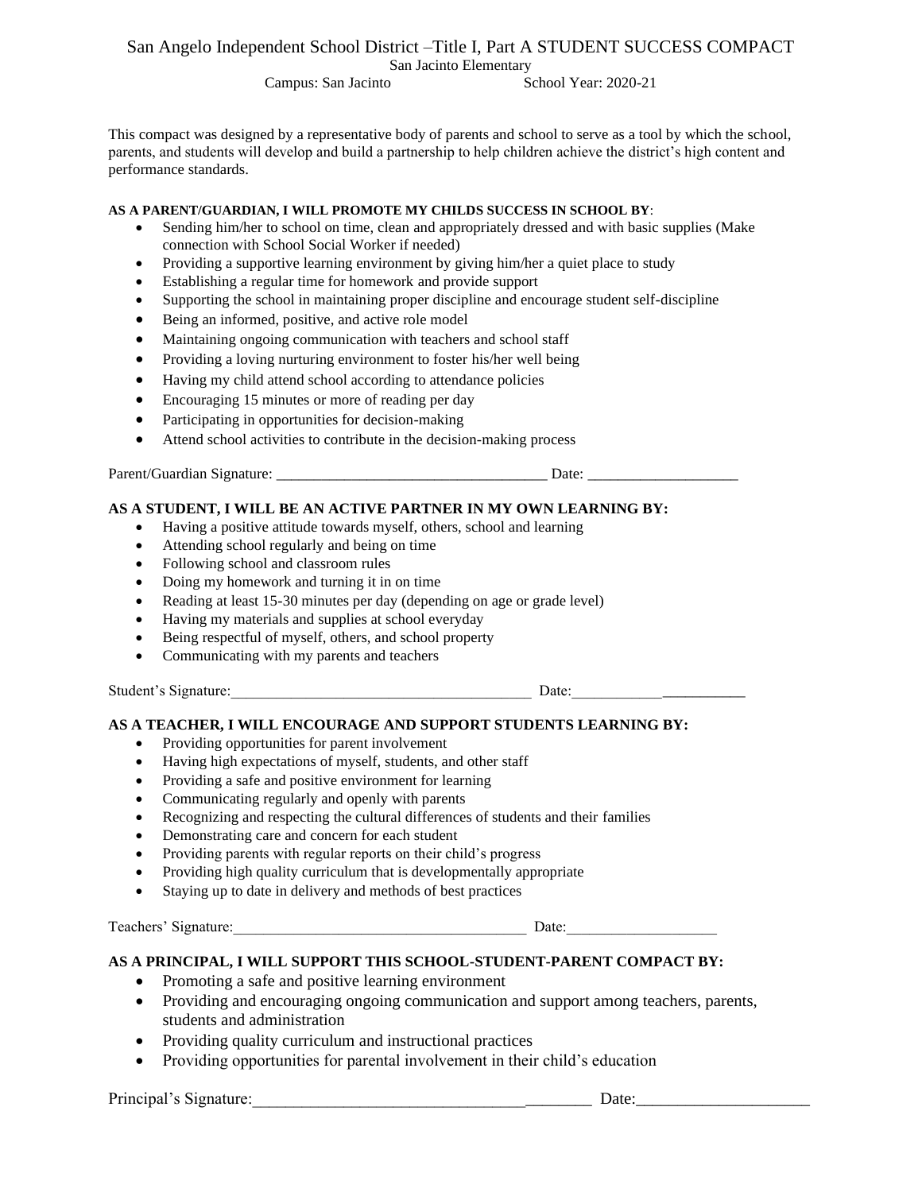# San Angelo Independent School District –Title I, Part A STUDENT SUCCESS COMPACT

San Jacinto Elementary

Campus: San Jacinto School Year: 2020-21

This compact was designed by a representative body of parents and school to serve as a tool by which the school, parents, and students will develop and build a partnership to help children achieve the district's high content and performance standards.

**AS A PARENT/GUARDIAN, I WILL PROMOTE MY CHILDS SUCCESS IN SCHOOL BY**:

- Sending him/her to school on time, clean and appropriately dressed and with basic supplies (Make connection with School Social Worker if needed)
- Providing a supportive learning environment by giving him/her a quiet place to study
- Establishing a regular time for homework and provide support
- Supporting the school in maintaining proper discipline and encourage student self-discipline
- Being an informed, positive, and active role model
- Maintaining ongoing communication with teachers and school staff
- Providing a loving nurturing environment to foster his/her well being
- Having my child attend school according to attendance policies
- Encouraging 15 minutes or more of reading per day
- Participating in opportunities for decision-making
- Attend school activities to contribute in the decision-making process

Parent/Guardian Signature: ____________________________________ Date: ____________________

**AS A STUDENT, I WILL BE AN ACTIVE PARTNER IN MY OWN LEARNING BY:**

- Having a positive attitude towards myself, others, school and learning
- Attending school regularly and being on time
- Following school and classroom rules
- Doing my homework and turning it in on time
- Reading at least 15-30 minutes per day (depending on age or grade level)
- Having my materials and supplies at school everyday
- Being respectful of myself, others, and school property
- Communicating with my parents and teachers

Student's Signature:________________________________________ Date:_______________________

**AS A TEACHER, I WILL ENCOURAGE AND SUPPORT STUDENTS LEARNING BY:**

- Providing opportunities for parent involvement
- Having high expectations of myself, students, and other staff
- Providing a safe and positive environment for learning
- Communicating regularly and openly with parents
- Recognizing and respecting the cultural differences of students and their families
- Demonstrating care and concern for each student
- Providing parents with regular reports on their child's progress
- Providing high quality curriculum that is developmentally appropriate
- Staying up to date in delivery and methods of best practices

Teachers' Signature:_______________________________________ Date:____________________

**AS A PRINCIPAL, I WILL SUPPORT THIS SCHOOL-STUDENT-PARENT COMPACT BY:**

- Promoting a safe and positive learning environment
- Providing and encouraging ongoing communication and support among teachers, parents, students and administration
- Providing quality curriculum and instructional practices
- Providing opportunities for parental involvement in their child's education

Principal's Signature:__________________________________________ Date:_____________________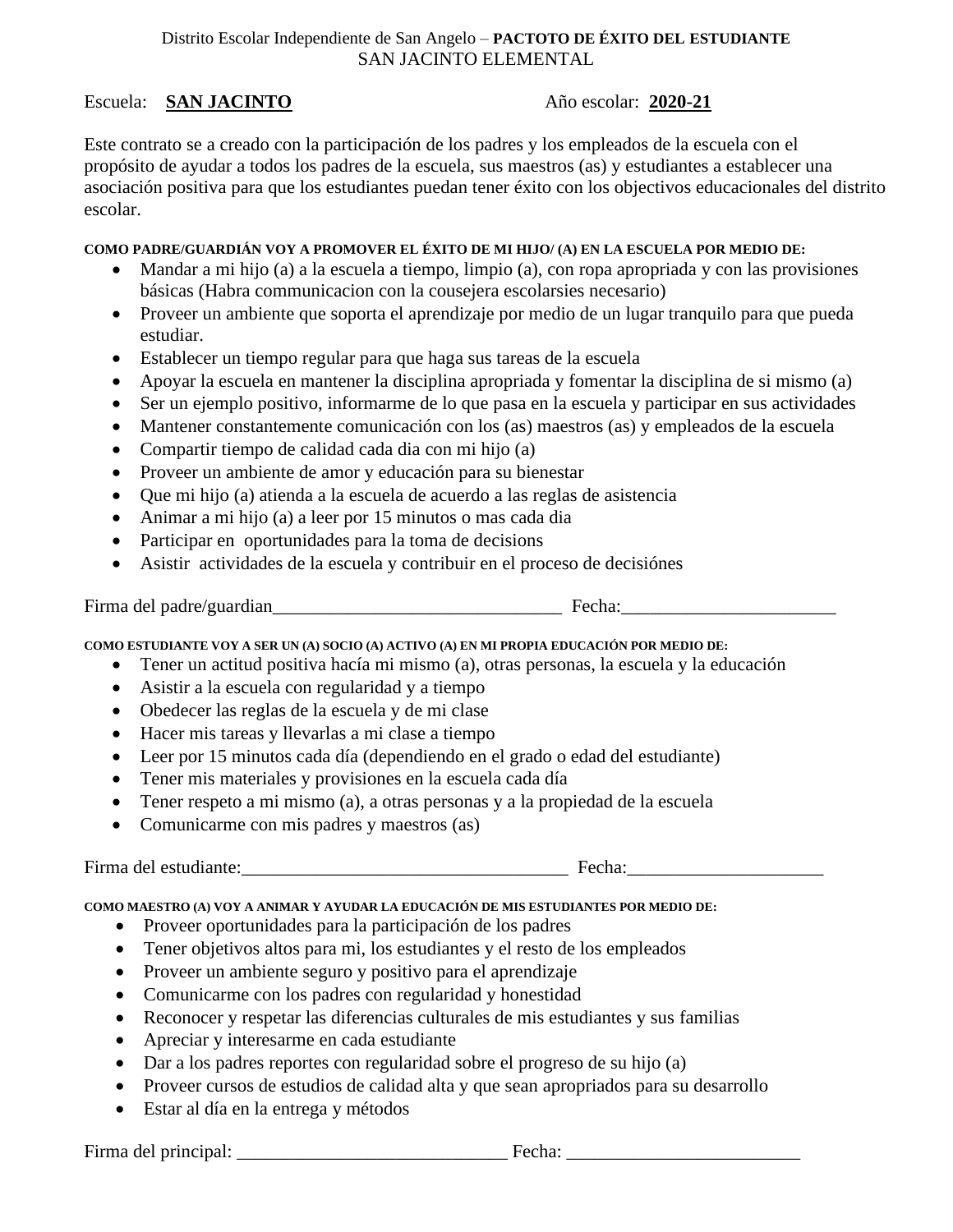Distrito Escolar Independiente de San Angelo – **PACTOTO DE ÉXITO DEL ESTUDIANTE**
SAN JACINTO ELEMENTAL

Escuela: **SAN JACINTO** Año escolar: **2020-21**

Este contrato se a creado con la participación de los padres y los empleados de la escuela con el propósito de ayudar a todos los padres de la escuela, sus maestros (as) y estudiantes a establecer una asociación positiva para que los estudiantes puedan tener éxito con los objectivos educacionales del distrito escolar.

**COMO PADRE/GUARDIÁN VOY A PROMOVER EL ÉXITO DE MI HIJO/ (A) EN LA ESCUELA POR MEDIO DE:**

- Mandar a mi hijo (a) a la escuela a tiempo, limpio (a), con ropa apropriada y con las provisiones básicas (Habra communicacion con la cousejera escolarsies necesario)
- Proveer un ambiente que soporta el aprendizaje por medio de un lugar tranquilo para que pueda estudiar.
- Establecer un tiempo regular para que haga sus tareas de la escuela
- Apoyar la escuela en mantener la disciplina apropriada y fomentar la disciplina de si mismo (a)
- Ser un ejemplo positivo, informarme de lo que pasa en la escuela y participar en sus actividades
- Mantener constantemente comunicación con los (as) maestros (as) y empleados de la escuela
- Compartir tiempo de calidad cada dia con mi hijo (a)
- Proveer un ambiente de amor y educación para su bienestar
- Que mi hijo (a) atienda a la escuela de acuerdo a las reglas de asistencia
- Animar a mi hijo (a) a leer por 15 minutos o mas cada dia
- Participar en oportunidades para la toma de decisions
- Asistir actividades de la escuela y contribuir en el proceso de decisiónes

Firma del padre/guardian________________________________ Fecha:_______________________

**COMO ESTUDIANTE VOY A SER UN (A) SOCIO (A) ACTIVO (A) EN MI PROPIA EDUCACIÓN POR MEDIO DE:**

- Tener un actitud positiva hacía mi mismo (a), otras personas, la escuela y la educación
- Asistir a la escuela con regularidad y a tiempo
- Obedecer las reglas de la escuela y de mi clase
- Hacer mis tareas y llevarlas a mi clase a tiempo
- Leer por 15 minutos cada día (dependiendo en el grado o edad del estudiante)
- Tener mis materiales y provisiones en la escuela cada día
- Tener respeto a mi mismo (a), a otras personas y a la propiedad de la escuela
- Comunicarme con mis padres y maestros (as)

Firma del estudiante:___________________________________ Fecha:_____________________

**COMO MAESTRO (A) VOY A ANIMAR Y AYUDAR LA EDUCACIÓN DE MIS ESTUDIANTES POR MEDIO DE:**

- Proveer oportunidades para la participación de los padres
- Tener objetivos altos para mi, los estudiantes y el resto de los empleados
- Proveer un ambiente seguro y positivo para el aprendizaje
- Comunicarme con los padres con regularidad y honestidad
- Reconocer y respetar las diferencias culturales de mis estudiantes y sus familias
- Apreciar y interesarme en cada estudiante
- Dar a los padres reportes con regularidad sobre el progreso de su hijo (a)
- Proveer cursos de estudios de calidad alta y que sean apropriados para su desarrollo
- Estar al día en la entrega y métodos

Firma del principal: _____________________________ Fecha: _________________________